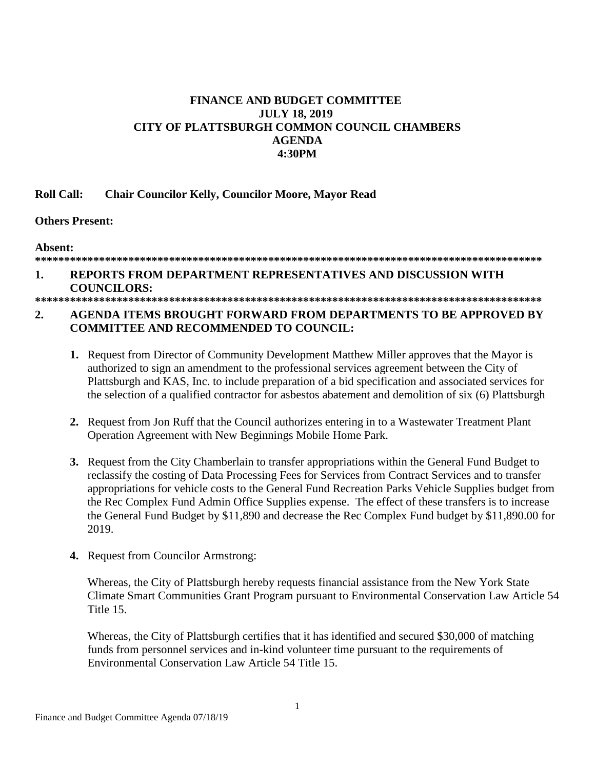**FINANCE AND BUDGET COMMITTEE**
**JULY 18, 2019**
**CITY OF PLATTSBURGH COMMON COUNCIL CHAMBERS**
**AGENDA**
**4:30PM**

**Roll Call: Chair Councilor Kelly, Councilor Moore, Mayor Read**

**Others Present:**

**Absent:**

**************************************************************************************

## 1. REPORTS FROM DEPARTMENT REPRESENTATIVES AND DISCUSSION WITH COUNCILORS:

**************************************************************************************

## 2. AGENDA ITEMS BROUGHT FORWARD FROM DEPARTMENTS TO BE APPROVED BY COMMITTEE AND RECOMMENDED TO COUNCIL:

**1.** Request from Director of Community Development Matthew Miller approves that the Mayor is authorized to sign an amendment to the professional services agreement between the City of Plattsburgh and KAS, Inc. to include preparation of a bid specification and associated services for the selection of a qualified contractor for asbestos abatement and demolition of six (6) Plattsburgh

**2.** Request from Jon Ruff that the Council authorizes entering in to a Wastewater Treatment Plant Operation Agreement with New Beginnings Mobile Home Park.

**3.** Request from the City Chamberlain to transfer appropriations within the General Fund Budget to reclassify the costing of Data Processing Fees for Services from Contract Services and to transfer appropriations for vehicle costs to the General Fund Recreation Parks Vehicle Supplies budget from the Rec Complex Fund Admin Office Supplies expense. The effect of these transfers is to increase the General Fund Budget by $11,890 and decrease the Rec Complex Fund budget by $11,890.00 for 2019.

**4.** Request from Councilor Armstrong:

Whereas, the City of Plattsburgh hereby requests financial assistance from the New York State Climate Smart Communities Grant Program pursuant to Environmental Conservation Law Article 54 Title 15.

Whereas, the City of Plattsburgh certifies that it has identified and secured $30,000 of matching funds from personnel services and in-kind volunteer time pursuant to the requirements of Environmental Conservation Law Article 54 Title 15.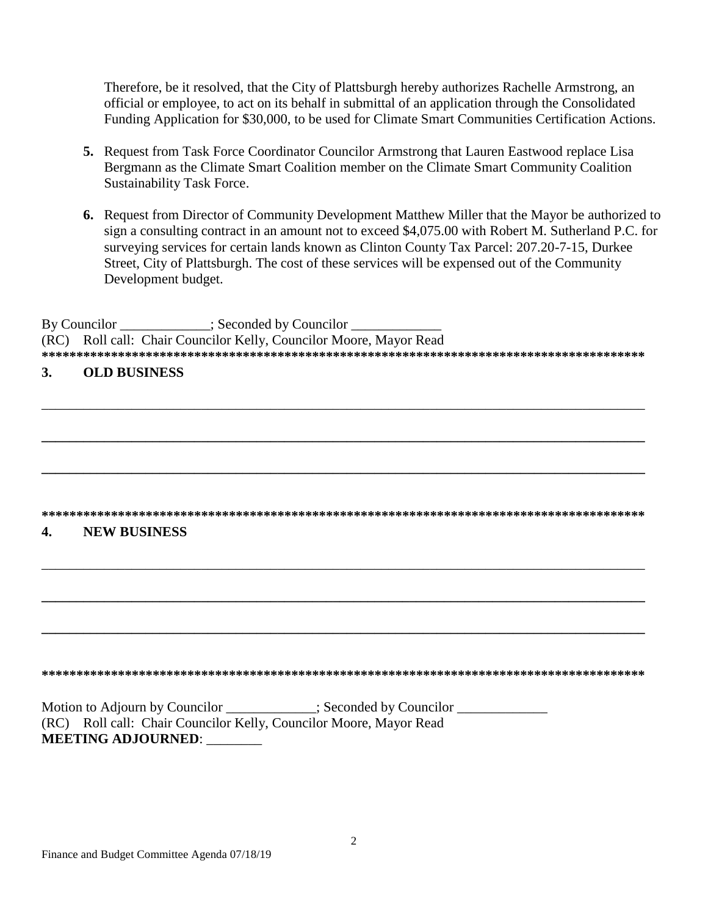Therefore, be it resolved, that the City of Plattsburgh hereby authorizes Rachelle Armstrong, an official or employee, to act on its behalf in submittal of an application through the Consolidated Funding Application for $30,000, to be used for Climate Smart Communities Certification Actions.

5. Request from Task Force Coordinator Councilor Armstrong that Lauren Eastwood replace Lisa Bergmann as the Climate Smart Coalition member on the Climate Smart Community Coalition Sustainability Task Force.

6. Request from Director of Community Development Matthew Miller that the Mayor be authorized to sign a consulting contract in an amount not to exceed $4,075.00 with Robert M. Sutherland P.C. for surveying services for certain lands known as Clinton County Tax Parcel: 207.20-7-15, Durkee Street, City of Plattsburgh. The cost of these services will be expensed out of the Community Development budget.

By Councilor _____________; Seconded by Councilor _____________
(RC) Roll call: Chair Councilor Kelly, Councilor Moore, Mayor Read

*****************************************************************************************

## 3. OLD BUSINESS

_______________________________________________________________________________________

_______________________________________________________________________________________

_______________________________________________________________________________________

*****************************************************************************************

## 4. NEW BUSINESS

_______________________________________________________________________________________

_______________________________________________________________________________________

_______________________________________________________________________________________

*****************************************************************************************

Motion to Adjourn by Councilor _____________; Seconded by Councilor _____________
(RC) Roll call: Chair Councilor Kelly, Councilor Moore, Mayor Read
**MEETING ADJOURNED**: ________